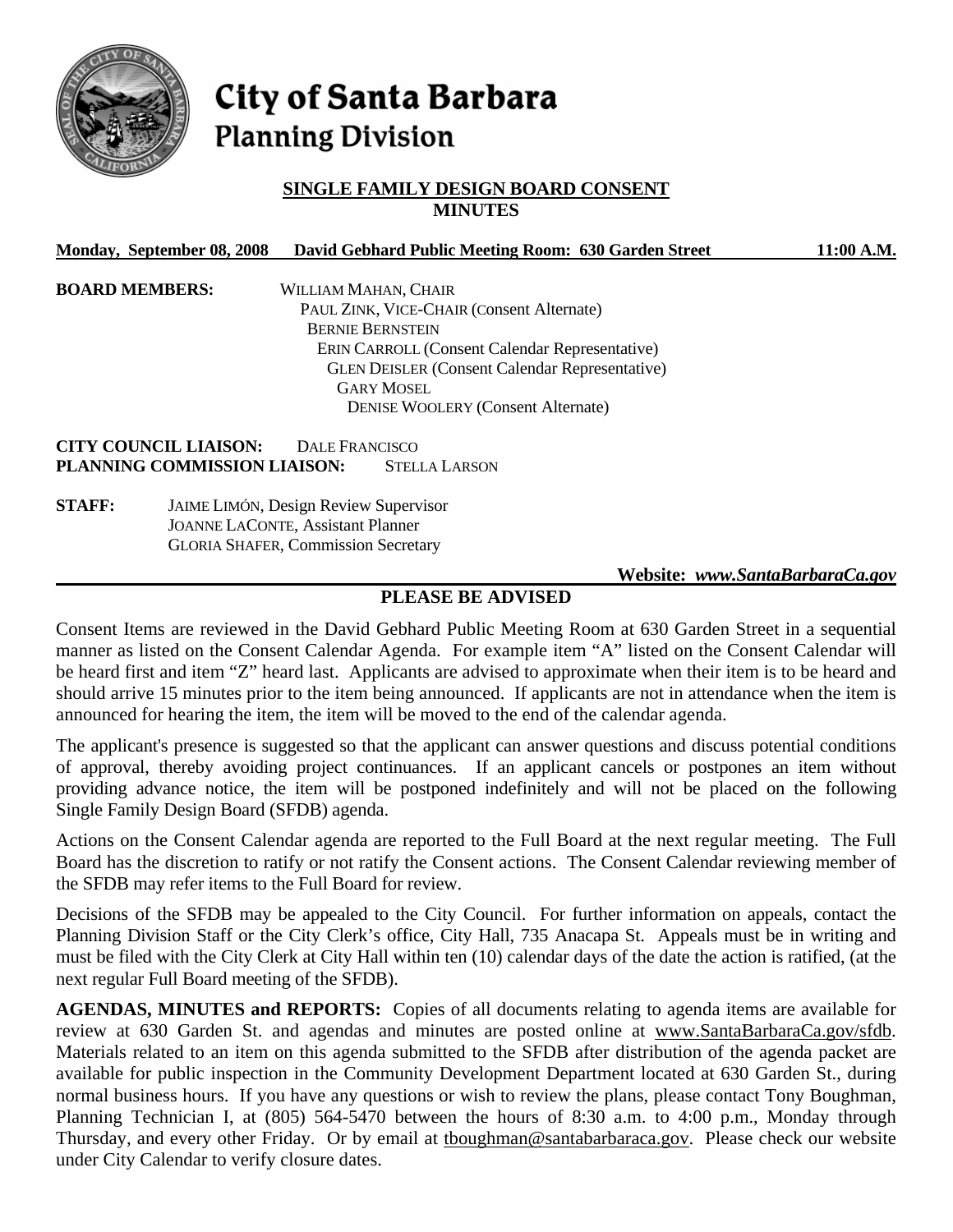# City of Santa Barbara
## Planning Division

**SINGLE FAMILY DESIGN BOARD CONSENT MINUTES**

**Monday, September 08, 2008 David Gebhard Public Meeting Room: 630 Garden Street 11:00 A.M.**

**BOARD MEMBERS:**
WILLIAM MAHAN, CHAIR
PAUL ZINK, VICE-CHAIR (Consent Alternate)
BERNIE BERNSTEIN
ERIN CARROLL (Consent Calendar Representative)
GLEN DEISLER (Consent Calendar Representative)
GARY MOSEL
DENISE WOOLERY (Consent Alternate)

**CITY COUNCIL LIAISON:** DALE FRANCISCO
**PLANNING COMMISSION LIAISON:** STELLA LARSON

**STAFF:**
JAIME LIMÓN, Design Review Supervisor
JOANNE LACONTE, Assistant Planner
GLORIA SHAFER, Commission Secretary

**Website:** ***www.SantaBarbaraCa.gov***

**PLEASE BE ADVISED**

Consent Items are reviewed in the David Gebhard Public Meeting Room at 630 Garden Street in a sequential manner as listed on the Consent Calendar Agenda. For example item "A" listed on the Consent Calendar will be heard first and item "Z" heard last. Applicants are advised to approximate when their item is to be heard and should arrive 15 minutes prior to the item being announced. If applicants are not in attendance when the item is announced for hearing the item, the item will be moved to the end of the calendar agenda.

The applicant's presence is suggested so that the applicant can answer questions and discuss potential conditions of approval, thereby avoiding project continuances. If an applicant cancels or postpones an item without providing advance notice, the item will be postponed indefinitely and will not be placed on the following Single Family Design Board (SFDB) agenda.

Actions on the Consent Calendar agenda are reported to the Full Board at the next regular meeting. The Full Board has the discretion to ratify or not ratify the Consent actions. The Consent Calendar reviewing member of the SFDB may refer items to the Full Board for review.

Decisions of the SFDB may be appealed to the City Council. For further information on appeals, contact the Planning Division Staff or the City Clerk's office, City Hall, 735 Anacapa St. Appeals must be in writing and must be filed with the City Clerk at City Hall within ten (10) calendar days of the date the action is ratified, (at the next regular Full Board meeting of the SFDB).

**AGENDAS, MINUTES and REPORTS:** Copies of all documents relating to agenda items are available for review at 630 Garden St. and agendas and minutes are posted online at www.SantaBarbaraCa.gov/sfdb. Materials related to an item on this agenda submitted to the SFDB after distribution of the agenda packet are available for public inspection in the Community Development Department located at 630 Garden St., during normal business hours. If you have any questions or wish to review the plans, please contact Tony Boughman, Planning Technician I, at (805) 564-5470 between the hours of 8:30 a.m. to 4:00 p.m., Monday through Thursday, and every other Friday. Or by email at tboughman@santabarbaraca.gov. Please check our website under City Calendar to verify closure dates.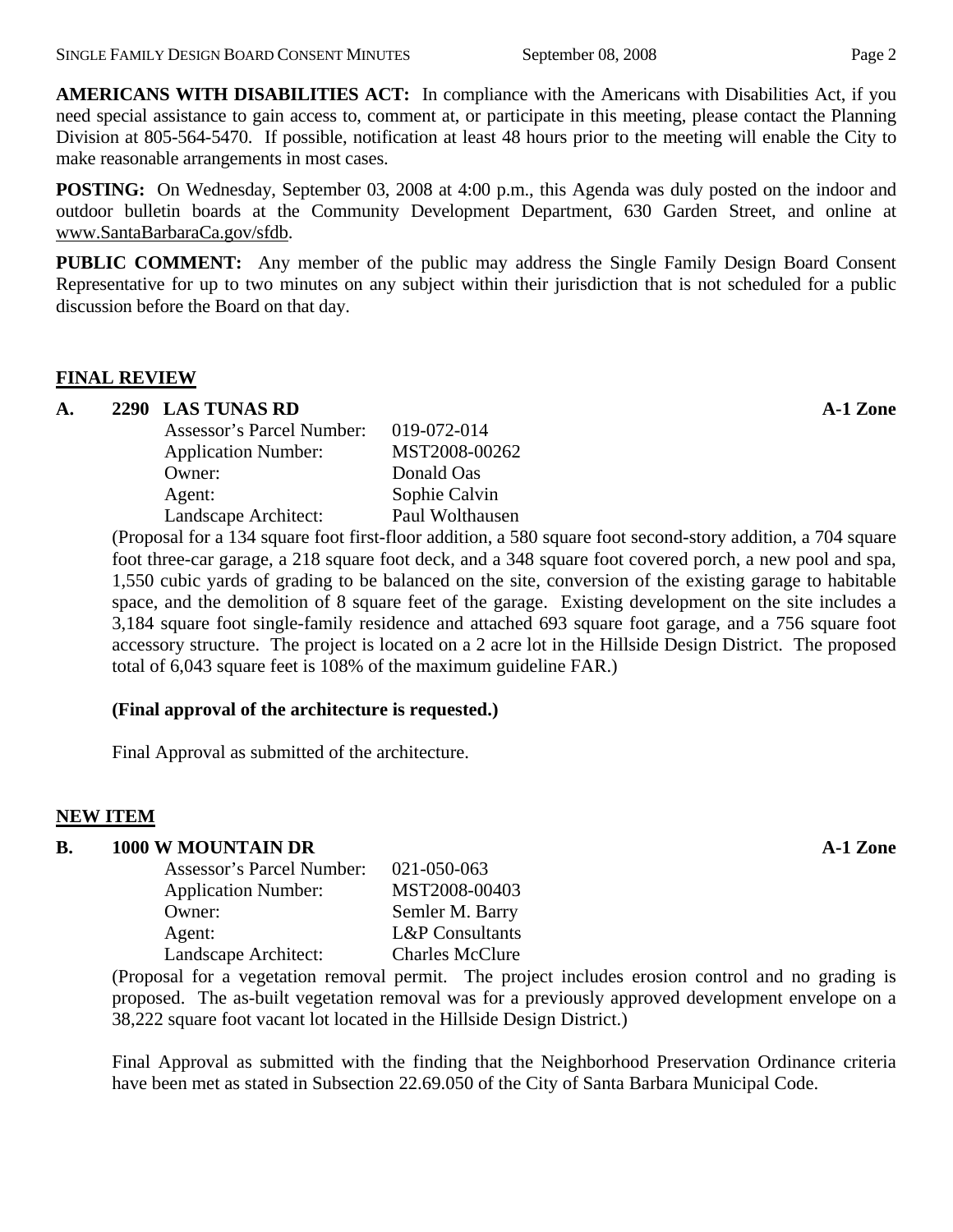**AMERICANS WITH DISABILITIES ACT:** In compliance with the Americans with Disabilities Act, if you need special assistance to gain access to, comment at, or participate in this meeting, please contact the Planning Division at 805-564-5470. If possible, notification at least 48 hours prior to the meeting will enable the City to make reasonable arrangements in most cases.

**POSTING:** On Wednesday, September 03, 2008 at 4:00 p.m., this Agenda was duly posted on the indoor and outdoor bulletin boards at the Community Development Department, 630 Garden Street, and online at www.SantaBarbaraCa.gov/sfdb.

**PUBLIC COMMENT:** Any member of the public may address the Single Family Design Board Consent Representative for up to two minutes on any subject within their jurisdiction that is not scheduled for a public discussion before the Board on that day.

## FINAL REVIEW

### A. 2290 LAS TUNAS RD — A-1 Zone

Assessor's Parcel Number: 019-072-014
Application Number: MST2008-00262
Owner: Donald Oas
Agent: Sophie Calvin
Landscape Architect: Paul Wolthausen

(Proposal for a 134 square foot first-floor addition, a 580 square foot second-story addition, a 704 square foot three-car garage, a 218 square foot deck, and a 348 square foot covered porch, a new pool and spa, 1,550 cubic yards of grading to be balanced on the site, conversion of the existing garage to habitable space, and the demolition of 8 square feet of the garage. Existing development on the site includes a 3,184 square foot single-family residence and attached 693 square foot garage, and a 756 square foot accessory structure. The project is located on a 2 acre lot in the Hillside Design District. The proposed total of 6,043 square feet is 108% of the maximum guideline FAR.)

**(Final approval of the architecture is requested.)**

Final Approval as submitted of the architecture.

## NEW ITEM

### B. 1000 W MOUNTAIN DR — A-1 Zone

Assessor's Parcel Number: 021-050-063
Application Number: MST2008-00403
Owner: Semler M. Barry
Agent: L&P Consultants
Landscape Architect: Charles McClure

(Proposal for a vegetation removal permit. The project includes erosion control and no grading is proposed. The as-built vegetation removal was for a previously approved development envelope on a 38,222 square foot vacant lot located in the Hillside Design District.)

Final Approval as submitted with the finding that the Neighborhood Preservation Ordinance criteria have been met as stated in Subsection 22.69.050 of the City of Santa Barbara Municipal Code.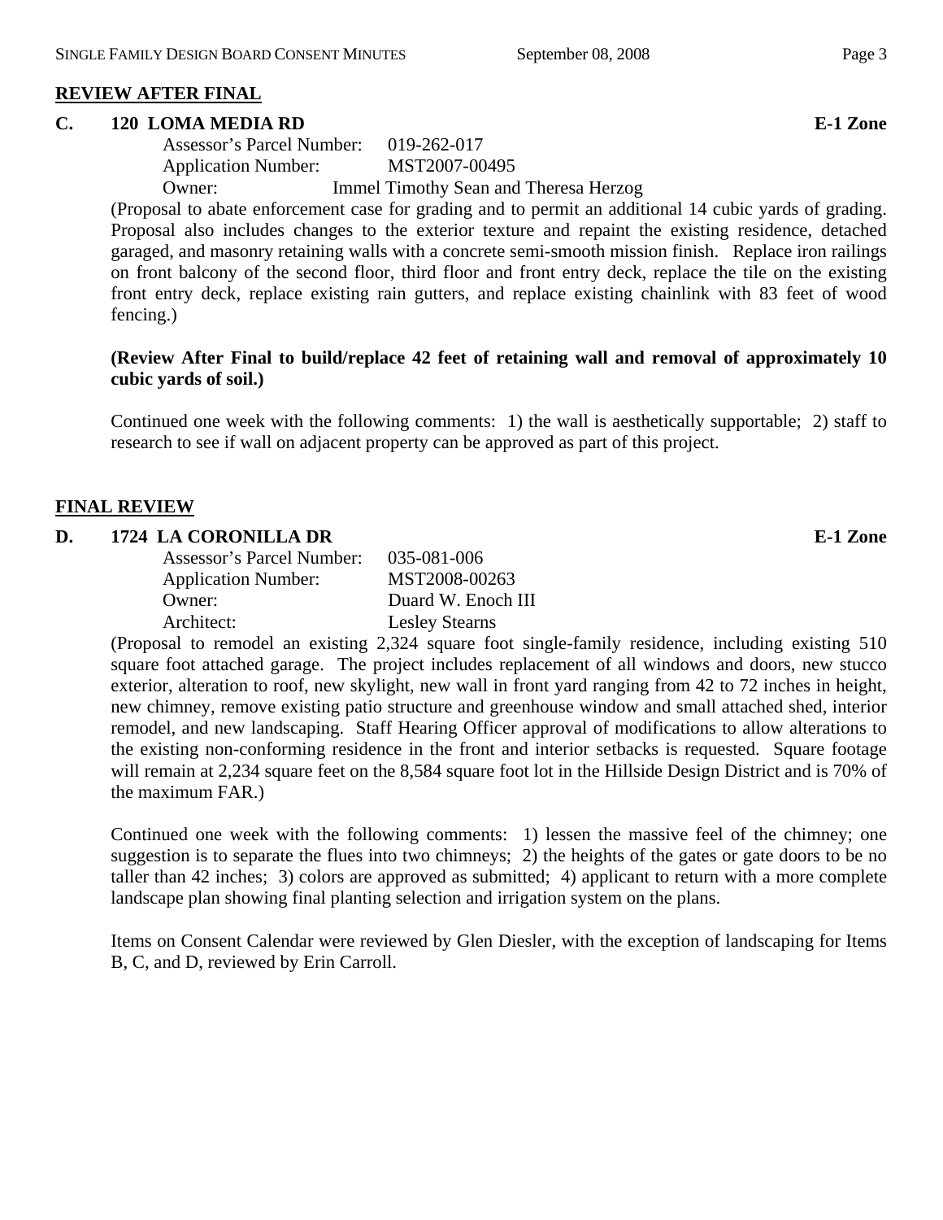## REVIEW AFTER FINAL

### C. 120 LOMA MEDIA RD E-1 Zone

Assessor's Parcel Number: 019-262-017
Application Number: MST2007-00495
Owner: Immel Timothy Sean and Theresa Herzog

(Proposal to abate enforcement case for grading and to permit an additional 14 cubic yards of grading. Proposal also includes changes to the exterior texture and repaint the existing residence, detached garaged, and masonry retaining walls with a concrete semi-smooth mission finish. Replace iron railings on front balcony of the second floor, third floor and front entry deck, replace the tile on the existing front entry deck, replace existing rain gutters, and replace existing chainlink with 83 feet of wood fencing.)

**(Review After Final to build/replace 42 feet of retaining wall and removal of approximately 10 cubic yards of soil.)**

Continued one week with the following comments: 1) the wall is aesthetically supportable; 2) staff to research to see if wall on adjacent property can be approved as part of this project.

## FINAL REVIEW

### D. 1724 LA CORONILLA DR E-1 Zone

Assessor's Parcel Number: 035-081-006
Application Number: MST2008-00263
Owner: Duard W. Enoch III
Architect: Lesley Stearns

(Proposal to remodel an existing 2,324 square foot single-family residence, including existing 510 square foot attached garage. The project includes replacement of all windows and doors, new stucco exterior, alteration to roof, new skylight, new wall in front yard ranging from 42 to 72 inches in height, new chimney, remove existing patio structure and greenhouse window and small attached shed, interior remodel, and new landscaping. Staff Hearing Officer approval of modifications to allow alterations to the existing non-conforming residence in the front and interior setbacks is requested. Square footage will remain at 2,234 square feet on the 8,584 square foot lot in the Hillside Design District and is 70% of the maximum FAR.)

Continued one week with the following comments: 1) lessen the massive feel of the chimney; one suggestion is to separate the flues into two chimneys; 2) the heights of the gates or gate doors to be no taller than 42 inches; 3) colors are approved as submitted; 4) applicant to return with a more complete landscape plan showing final planting selection and irrigation system on the plans.

Items on Consent Calendar were reviewed by Glen Diesler, with the exception of landscaping for Items B, C, and D, reviewed by Erin Carroll.